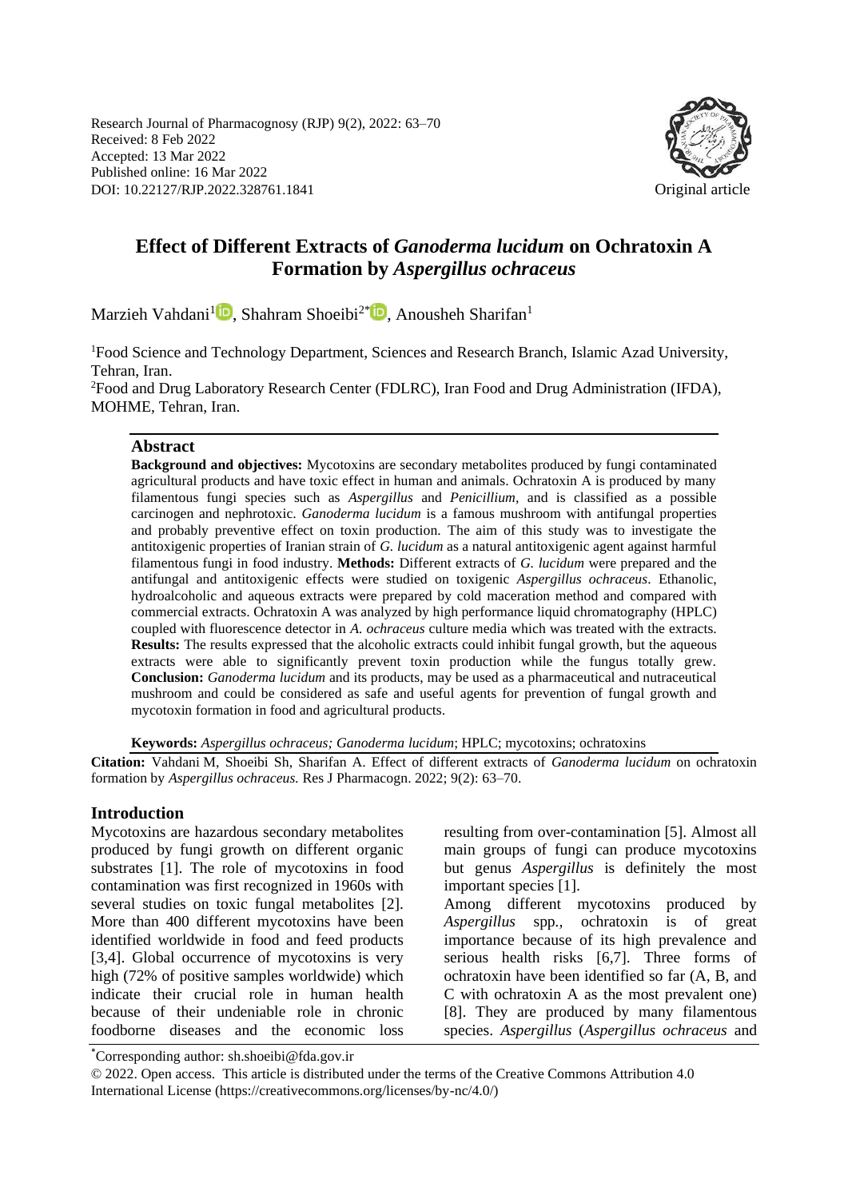Research Journal of Pharmacognosy (RJP) 9(2), 2022: 63–70
Received: 8 Feb 2022
Accepted: 13 Mar 2022
Published online: 16 Mar 2022
DOI: 10.22127/RJP.2022.328761.1841

Original article

# Effect of Different Extracts of *Ganoderma lucidum* on Ochratoxin A Formation by *Aspergillus ochraceus*

Marzieh Vahdani[1], Shahram Shoeibi[2*], Anousheh Sharifan[1]

[1]Food Science and Technology Department, Sciences and Research Branch, Islamic Azad University, Tehran, Iran.

[2]Food and Drug Laboratory Research Center (FDLRC), Iran Food and Drug Administration (IFDA), MOHME, Tehran, Iran.

## Abstract

**Background and objectives:** Mycotoxins are secondary metabolites produced by fungi contaminated agricultural products and have toxic effect in human and animals. Ochratoxin A is produced by many filamentous fungi species such as *Aspergillus* and *Penicillium,* and is classified as a possible carcinogen and nephrotoxic. *Ganoderma lucidum* is a famous mushroom with antifungal properties and probably preventive effect on toxin production. The aim of this study was to investigate the antitoxigenic properties of Iranian strain of *G. lucidum* as a natural antitoxigenic agent against harmful filamentous fungi in food industry. **Methods:** Different extracts of *G. lucidum* were prepared and the antifungal and antitoxigenic effects were studied on toxigenic *Aspergillus ochraceus*. Ethanolic, hydroalcoholic and aqueous extracts were prepared by cold maceration method and compared with commercial extracts. Ochratoxin A was analyzed by high performance liquid chromatography (HPLC) coupled with fluorescence detector in *A. ochraceus* culture media which was treated with the extracts. **Results:** The results expressed that the alcoholic extracts could inhibit fungal growth, but the aqueous extracts were able to significantly prevent toxin production while the fungus totally grew. **Conclusion:** *Ganoderma lucidum* and its products, may be used as a pharmaceutical and nutraceutical mushroom and could be considered as safe and useful agents for prevention of fungal growth and mycotoxin formation in food and agricultural products.

**Keywords:** *Aspergillus ochraceus; Ganoderma lucidum*; HPLC; mycotoxins; ochratoxins

**Citation:** Vahdani M, Shoeibi Sh, Sharifan A. Effect of different extracts of *Ganoderma lucidum* on ochratoxin formation by *Aspergillus ochraceus.* Res J Pharmacogn. 2022; 9(2): 63–70.

## Introduction

Mycotoxins are hazardous secondary metabolites produced by fungi growth on different organic substrates [1]. The role of mycotoxins in food contamination was first recognized in 1960s with several studies on toxic fungal metabolites [2]. More than 400 different mycotoxins have been identified worldwide in food and feed products [3,4]. Global occurrence of mycotoxins is very high (72% of positive samples worldwide) which indicate their crucial role in human health because of their undeniable role in chronic foodborne diseases and the economic loss resulting from over-contamination [5]. Almost all main groups of fungi can produce mycotoxins but genus *Aspergillus* is definitely the most important species [1].

Among different mycotoxins produced by *Aspergillus* spp., ochratoxin is of great importance because of its high prevalence and serious health risks [6,7]. Three forms of ochratoxin have been identified so far (A, B, and C with ochratoxin A as the most prevalent one) [8]. They are produced by many filamentous species. *Aspergillus* (*Aspergillus ochraceus* and

*Corresponding author: sh.shoeibi@fda.gov.ir

© 2022. Open access. This article is distributed under the terms of the Creative Commons Attribution 4.0 International License (https://creativecommons.org/licenses/by-nc/4.0/)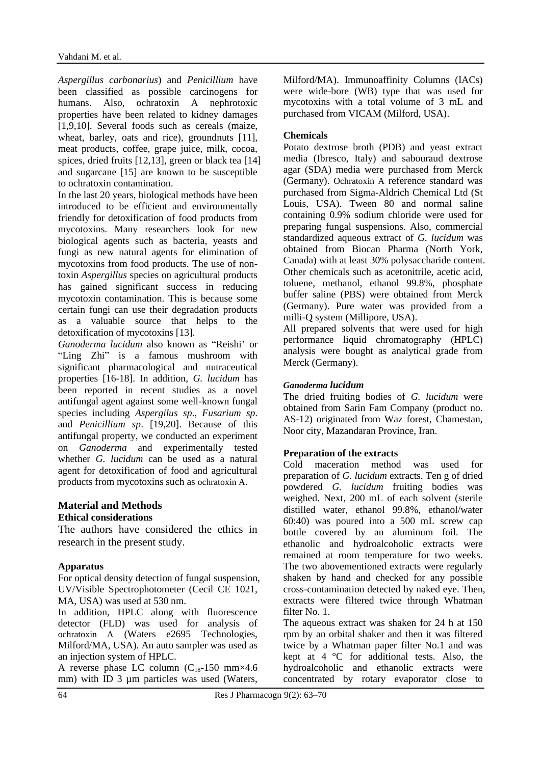*Aspergillus carbonarius*) and *Penicillium* have been classified as possible carcinogens for humans. Also, ochratoxin A nephrotoxic properties have been related to kidney damages [1,9,10]. Several foods such as cereals (maize, wheat, barley, oats and rice), groundnuts [11], meat products, coffee, grape juice, milk, cocoa, spices, dried fruits [12,13], green or black tea [14] and sugarcane [15] are known to be susceptible to ochratoxin contamination.

In the last 20 years, biological methods have been introduced to be efficient and environmentally friendly for detoxification of food products from mycotoxins. Many researchers look for new biological agents such as bacteria, yeasts and fungi as new natural agents for elimination of mycotoxins from food products. The use of non-toxin *Aspergillus* species on agricultural products has gained significant success in reducing mycotoxin contamination. This is because some certain fungi can use their degradation products as a valuable source that helps to the detoxification of mycotoxins [13].

*Ganoderma lucidum* also known as "Reishi' or "Ling Zhi" is a famous mushroom with significant pharmacological and nutraceutical properties [16-18]. In addition, *G. lucidum* has been reported in recent studies as a novel antifungal agent against some well-known fungal species including *Aspergilus sp*., *Fusarium sp*. and *Penicillium sp*. [19,20]. Because of this antifungal property, we conducted an experiment on *Ganoderma* and experimentally tested whether *G. lucidum* can be used as a natural agent for detoxification of food and agricultural products from mycotoxins such as ochratoxin A.

## Material and Methods

### Ethical considerations

The authors have considered the ethics in research in the present study.

### Apparatus

For optical density detection of fungal suspension, UV/Visible Spectrophotometer (Cecil CE 1021, MA, USA) was used at 530 nm.

In addition, HPLC along with fluorescence detector (FLD) was used for analysis of ochratoxin A (Waters e2695 Technologies, Milford/MA, USA). An auto sampler was used as an injection system of HPLC.

A reverse phase LC column ($C_{18}$-150 mm×4.6 mm) with ID 3 µm particles was used (Waters, Milford/MA). Immunoaffinity Columns (IACs) were wide-bore (WB) type that was used for mycotoxins with a total volume of 3 mL and purchased from VICAM (Milford, USA).

### Chemicals

Potato dextrose broth (PDB) and yeast extract media (Ibresco, Italy) and sabouraud dextrose agar (SDA) media were purchased from Merck (Germany). Ochratoxin A reference standard was purchased from Sigma-Aldrich Chemical Ltd (St Louis, USA). Tween 80 and normal saline containing 0.9% sodium chloride were used for preparing fungal suspensions. Also, commercial standardized aqueous extract of *G. lucidum* was obtained from Biocan Pharma (North York, Canada) with at least 30% polysaccharide content. Other chemicals such as acetonitrile, acetic acid, toluene, methanol, ethanol 99.8%, phosphate buffer saline (PBS) were obtained from Merck (Germany). Pure water was provided from a milli-Q system (Millipore, USA).

All prepared solvents that were used for high performance liquid chromatography (HPLC) analysis were bought as analytical grade from Merck (Germany).

### *Ganoderma lucidum*

The dried fruiting bodies of *G. lucidum* were obtained from Sarin Fam Company (product no. AS-12) originated from Waz forest, Chamestan, Noor city, Mazandaran Province, Iran.

### Preparation of the extracts

Cold maceration method was used for preparation of *G. lucidum* extracts. Ten g of dried powdered *G. lucidum* fruiting bodies was weighed. Next, 200 mL of each solvent (sterile distilled water, ethanol 99.8%, ethanol/water 60:40) was poured into a 500 mL screw cap bottle covered by an aluminum foil. The ethanolic and hydroalcoholic extracts were remained at room temperature for two weeks. The two abovementioned extracts were regularly shaken by hand and checked for any possible cross-contamination detected by naked eye. Then, extracts were filtered twice through Whatman filter No. 1.

The aqueous extract was shaken for 24 h at 150 rpm by an orbital shaker and then it was filtered twice by a Whatman paper filter No.1 and was kept at 4 °C for additional tests. Also, the hydroalcoholic and ethanolic extracts were concentrated by rotary evaporator close to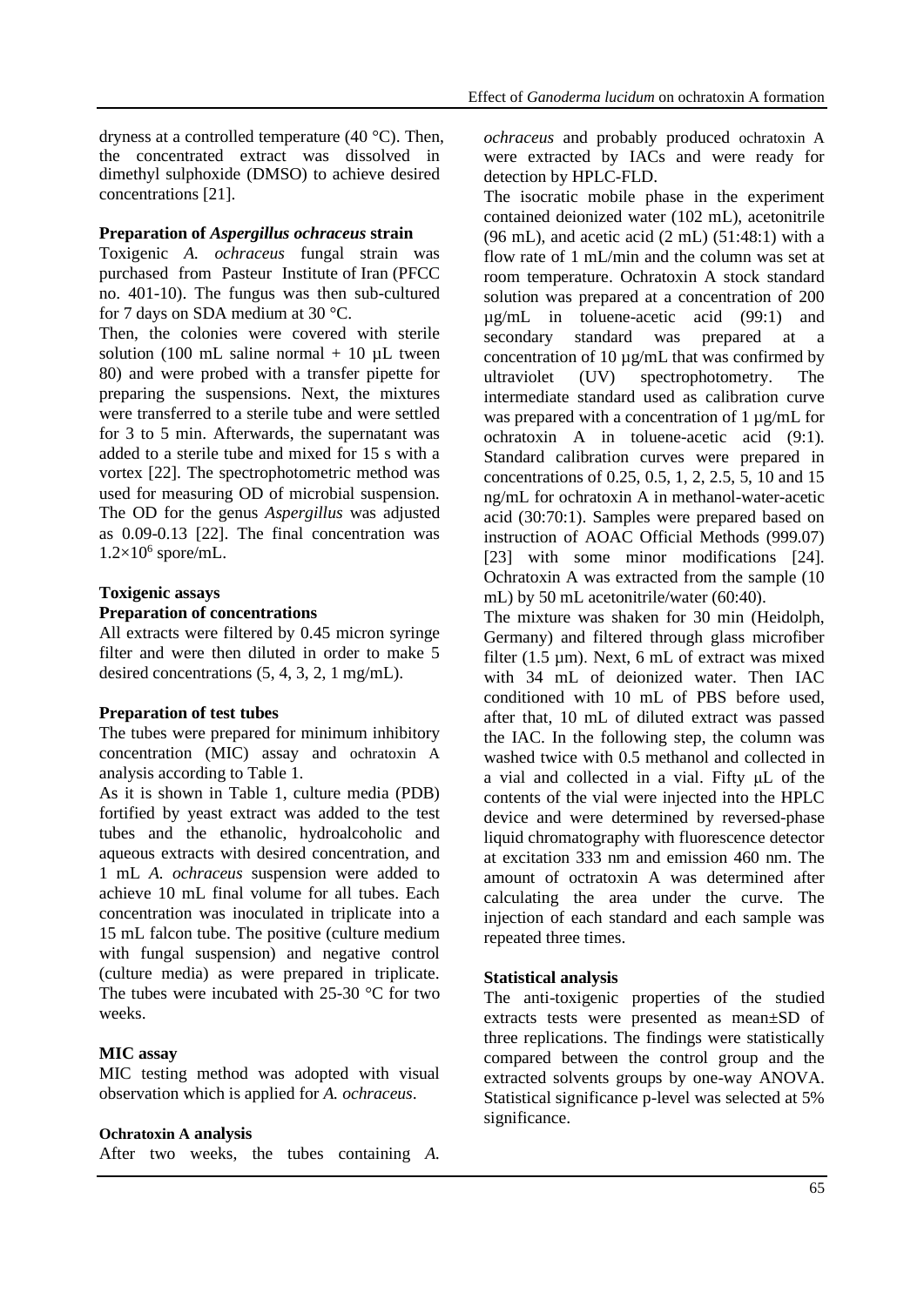dryness at a controlled temperature (40 °C). Then, the concentrated extract was dissolved in dimethyl sulphoxide (DMSO) to achieve desired concentrations [21].

**Preparation of *Aspergillus ochraceus* strain**

Toxigenic *A. ochraceus* fungal strain was purchased from Pasteur Institute of Iran (PFCC no. 401-10). The fungus was then sub-cultured for 7 days on SDA medium at 30 °C.

Then, the colonies were covered with sterile solution (100 mL saline normal + 10 µL tween 80) and were probed with a transfer pipette for preparing the suspensions. Next, the mixtures were transferred to a sterile tube and were settled for 3 to 5 min. Afterwards, the supernatant was added to a sterile tube and mixed for 15 s with a vortex [22]. The spectrophotometric method was used for measuring OD of microbial suspension. The OD for the genus *Aspergillus* was adjusted as 0.09-0.13 [22]. The final concentration was $1.2\times10^6$ spore/mL.

**Toxigenic assays**

**Preparation of concentrations**

All extracts were filtered by 0.45 micron syringe filter and were then diluted in order to make 5 desired concentrations (5, 4, 3, 2, 1 mg/mL).

**Preparation of test tubes**

The tubes were prepared for minimum inhibitory concentration (MIC) assay and ochratoxin A analysis according to Table 1.

As it is shown in Table 1, culture media (PDB) fortified by yeast extract was added to the test tubes and the ethanolic, hydroalcoholic and aqueous extracts with desired concentration, and 1 mL *A. ochraceus* suspension were added to achieve 10 mL final volume for all tubes. Each concentration was inoculated in triplicate into a 15 mL falcon tube. The positive (culture medium with fungal suspension) and negative control (culture media) as were prepared in triplicate. The tubes were incubated with 25-30 °C for two weeks.

**MIC assay**

MIC testing method was adopted with visual observation which is applied for *A. ochraceus*.

**Ochratoxin A analysis**

After two weeks, the tubes containing *A. ochraceus* and probably produced ochratoxin A were extracted by IACs and were ready for detection by HPLC-FLD.

The isocratic mobile phase in the experiment contained deionized water (102 mL), acetonitrile (96 mL), and acetic acid (2 mL) (51:48:1) with a flow rate of 1 mL/min and the column was set at room temperature. Ochratoxin A stock standard solution was prepared at a concentration of 200 µg/mL in toluene-acetic acid (99:1) and secondary standard was prepared at a concentration of 10 µg/mL that was confirmed by ultraviolet (UV) spectrophotometry. The intermediate standard used as calibration curve was prepared with a concentration of 1 µg/mL for ochratoxin A in toluene-acetic acid (9:1). Standard calibration curves were prepared in concentrations of 0.25, 0.5, 1, 2, 2.5, 5, 10 and 15 ng/mL for ochratoxin A in methanol-water-acetic acid (30:70:1). Samples were prepared based on instruction of AOAC Official Methods (999.07) [23] with some minor modifications [24]. Ochratoxin A was extracted from the sample (10 mL) by 50 mL acetonitrile/water (60:40).

The mixture was shaken for 30 min (Heidolph, Germany) and filtered through glass microfiber filter (1.5 µm). Next, 6 mL of extract was mixed with 34 mL of deionized water. Then IAC conditioned with 10 mL of PBS before used, after that, 10 mL of diluted extract was passed the IAC. In the following step, the column was washed twice with 0.5 methanol and collected in a vial and collected in a vial. Fifty µL of the contents of the vial were injected into the HPLC device and were determined by reversed-phase liquid chromatography with fluorescence detector at excitation 333 nm and emission 460 nm. The amount of octratoxin A was determined after calculating the area under the curve. The injection of each standard and each sample was repeated three times.

**Statistical analysis**

The anti-toxigenic properties of the studied extracts tests were presented as mean±SD of three replications. The findings were statistically compared between the control group and the extracted solvents groups by one-way ANOVA. Statistical significance p-level was selected at 5% significance.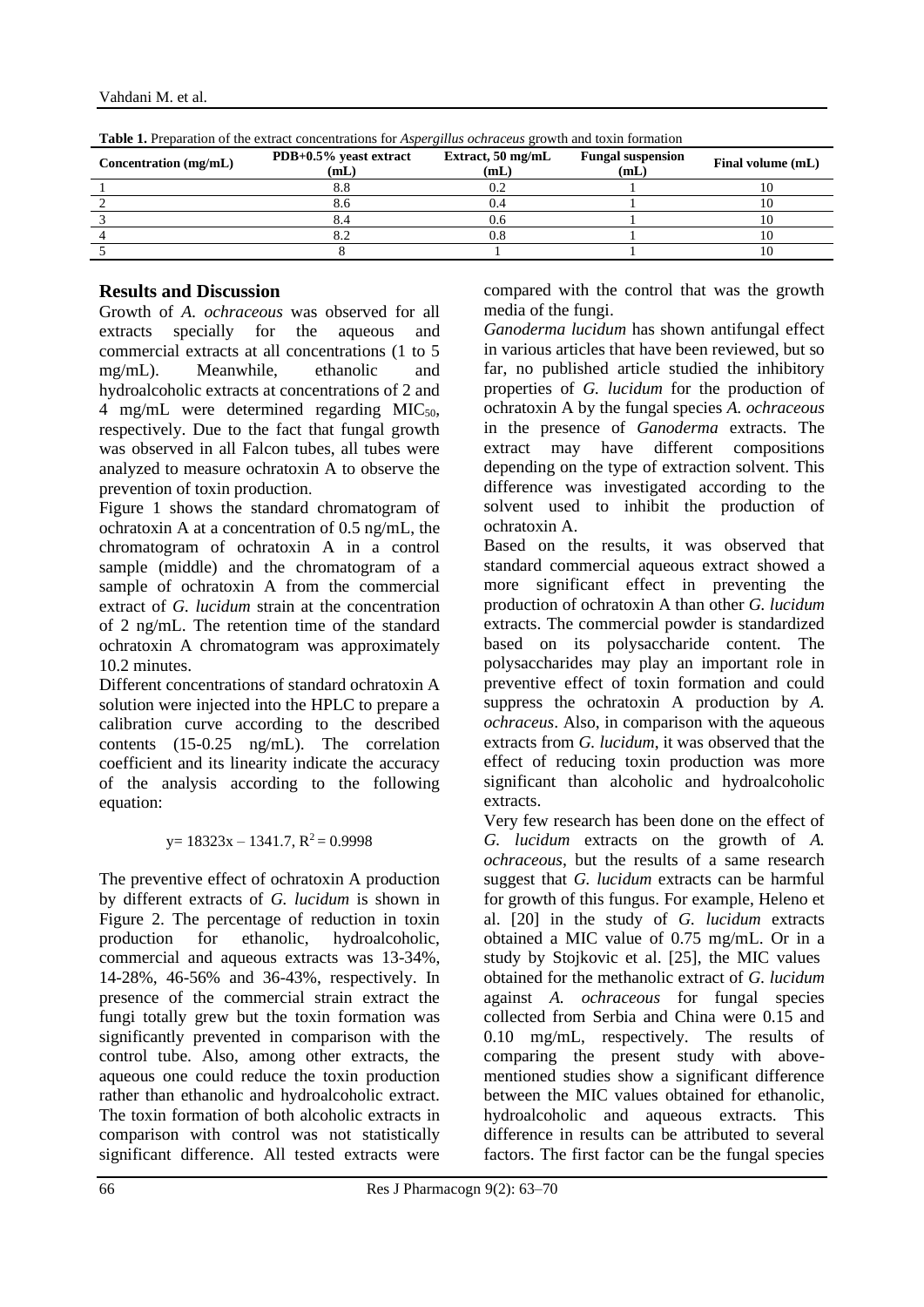**Table 1.** Preparation of the extract concentrations for *Aspergillus ochraceus* growth and toxin formation

| Concentration (mg/mL) | PDB+0.5% yeast extract (mL) | Extract, 50 mg/mL (mL) | Fungal suspension (mL) | Final volume (mL) |
|---|---|---|---|---|
| 1 | 8.8 | 0.2 | 1 | 10 |
| 2 | 8.6 | 0.4 | 1 | 10 |
| 3 | 8.4 | 0.6 | 1 | 10 |
| 4 | 8.2 | 0.8 | 1 | 10 |
| 5 | 8 | 1 | 1 | 10 |

## Results and Discussion

Growth of *A. ochraceus* was observed for all extracts specially for the aqueous and commercial extracts at all concentrations (1 to 5 mg/mL). Meanwhile, ethanolic and hydroalcoholic extracts at concentrations of 2 and 4 mg/mL were determined regarding $MIC_{50}$, respectively. Due to the fact that fungal growth was observed in all Falcon tubes, all tubes were analyzed to measure ochratoxin A to observe the prevention of toxin production.

Figure 1 shows the standard chromatogram of ochratoxin A at a concentration of 0.5 ng/mL, the chromatogram of ochratoxin A in a control sample (middle) and the chromatogram of a sample of ochratoxin A from the commercial extract of *G. lucidum* strain at the concentration of 2 ng/mL. The retention time of the standard ochratoxin A chromatogram was approximately 10.2 minutes.

Different concentrations of standard ochratoxin A solution were injected into the HPLC to prepare a calibration curve according to the described contents (15-0.25 ng/mL). The correlation coefficient and its linearity indicate the accuracy of the analysis according to the following equation:

$$y = 18323x - 1341.7,\ R^2 = 0.9998$$

The preventive effect of ochratoxin A production by different extracts of *G. lucidum* is shown in Figure 2. The percentage of reduction in toxin production for ethanolic, hydroalcoholic, commercial and aqueous extracts was 13-34%, 14-28%, 46-56% and 36-43%, respectively. In presence of the commercial strain extract the fungi totally grew but the toxin formation was significantly prevented in comparison with the control tube. Also, among other extracts, the aqueous one could reduce the toxin production rather than ethanolic and hydroalcoholic extract. The toxin formation of both alcoholic extracts in comparison with control was not statistically significant difference. All tested extracts were compared with the control that was the growth media of the fungi.

*Ganoderma lucidum* has shown antifungal effect in various articles that have been reviewed, but so far, no published article studied the inhibitory properties of *G. lucidum* for the production of ochratoxin A by the fungal species *A. ochraceus* in the presence of *Ganoderma* extracts. The extract may have different compositions depending on the type of extraction solvent. This difference was investigated according to the solvent used to inhibit the production of ochratoxin A.

Based on the results, it was observed that standard commercial aqueous extract showed a more significant effect in preventing the production of ochratoxin A than other *G. lucidum* extracts. The commercial powder is standardized based on its polysaccharide content. The polysaccharides may play an important role in preventive effect of toxin formation and could suppress the ochratoxin A production by *A. ochraceus*. Also, in comparison with the aqueous extracts from *G. lucidum*, it was observed that the effect of reducing toxin production was more significant than alcoholic and hydroalcoholic extracts.

Very few research has been done on the effect of *G. lucidum* extracts on the growth of *A. ochraceus*, but the results of a same research suggest that *G. lucidum* extracts can be harmful for growth of this fungus. For example, Heleno et al. [20] in the study of *G. lucidum* extracts obtained a MIC value of 0.75 mg/mL. Or in a study by Stojkovic et al. [25], the MIC values obtained for the methanolic extract of *G. lucidum* against *A. ochraceus* for fungal species collected from Serbia and China were 0.15 and 0.10 mg/mL, respectively. The results of comparing the present study with above-mentioned studies show a significant difference between the MIC values obtained for ethanolic, hydroalcoholic and aqueous extracts. This difference in results can be attributed to several factors. The first factor can be the fungal species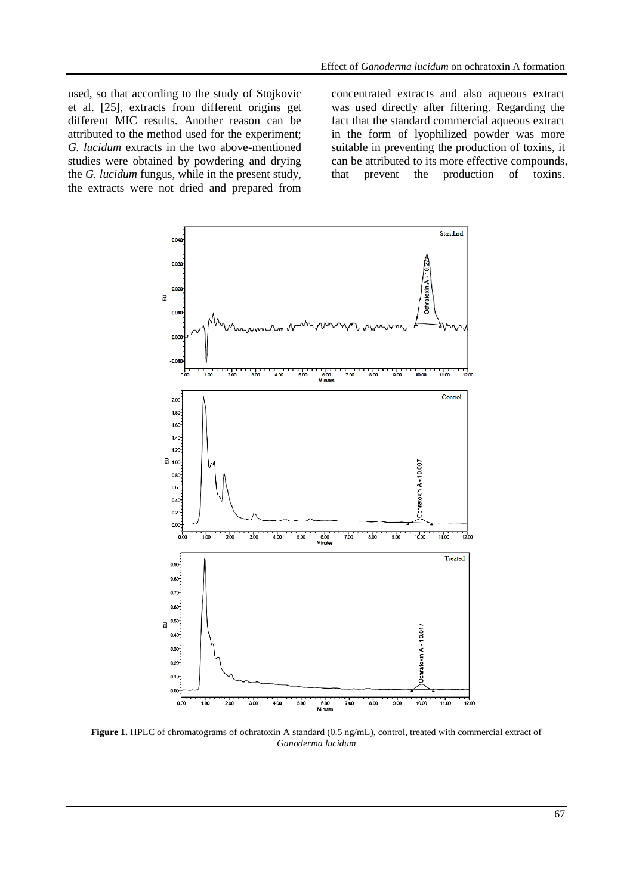used, so that according to the study of Stojkovic et al. [25], extracts from different origins get different MIC results. Another reason can be attributed to the method used for the experiment; *G. lucidum* extracts in the two above-mentioned studies were obtained by powdering and drying the *G. lucidum* fungus, while in the present study, the extracts were not dried and prepared from concentrated extracts and also aqueous extract was used directly after filtering. Regarding the fact that the standard commercial aqueous extract in the form of lyophilized powder was more suitable in preventing the production of toxins, it can be attributed to its more effective compounds, that prevent the production of toxins.

**Figure 1.** HPLC of chromatograms of ochratoxin A standard (0.5 ng/mL), control, treated with commercial extract of *Ganoderma lucidum*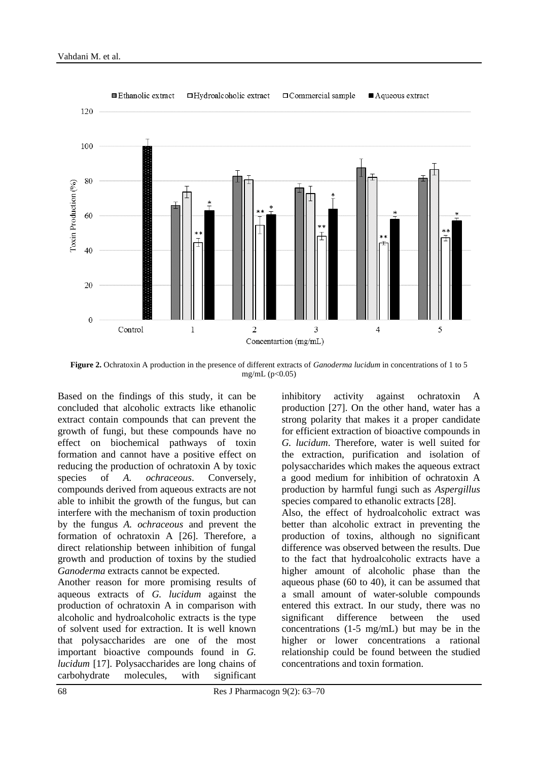**Figure 2.** Ochratoxin A production in the presence of different extracts of *Ganoderma lucidum* in concentrations of 1 to 5 mg/mL ($p<0.05$)

Based on the findings of this study, it can be concluded that alcoholic extracts like ethanolic extract contain compounds that can prevent the growth of fungi, but these compounds have no effect on biochemical pathways of toxin formation and cannot have a positive effect on reducing the production of ochratoxin A by toxic species of *A. ochraceous*. Conversely, compounds derived from aqueous extracts are not able to inhibit the growth of the fungus, but can interfere with the mechanism of toxin production by the fungus *A. ochraceous* and prevent the formation of ochratoxin A [26]. Therefore, a direct relationship between inhibition of fungal growth and production of toxins by the studied *Ganoderma* extracts cannot be expected.

Another reason for more promising results of aqueous extracts of *G. lucidum* against the production of ochratoxin A in comparison with alcoholic and hydroalcoholic extracts is the type of solvent used for extraction. It is well known that polysaccharides are one of the most important bioactive compounds found in *G. lucidum* [17]. Polysaccharides are long chains of carbohydrate molecules, with significant inhibitory activity against ochratoxin A production [27]. On the other hand, water has a strong polarity that makes it a proper candidate for efficient extraction of bioactive compounds in *G. lucidum*. Therefore, water is well suited for the extraction, purification and isolation of polysaccharides which makes the aqueous extract a good medium for inhibition of ochratoxin A production by harmful fungi such as *Aspergillus* species compared to ethanolic extracts [28].

Also, the effect of hydroalcoholic extract was better than alcoholic extract in preventing the production of toxins, although no significant difference was observed between the results. Due to the fact that hydroalcoholic extracts have a higher amount of alcoholic phase than the aqueous phase (60 to 40), it can be assumed that a small amount of water-soluble compounds entered this extract. In our study, there was no significant difference between the used concentrations (1-5 mg/mL) but may be in the higher or lower concentrations a rational relationship could be found between the studied concentrations and toxin formation.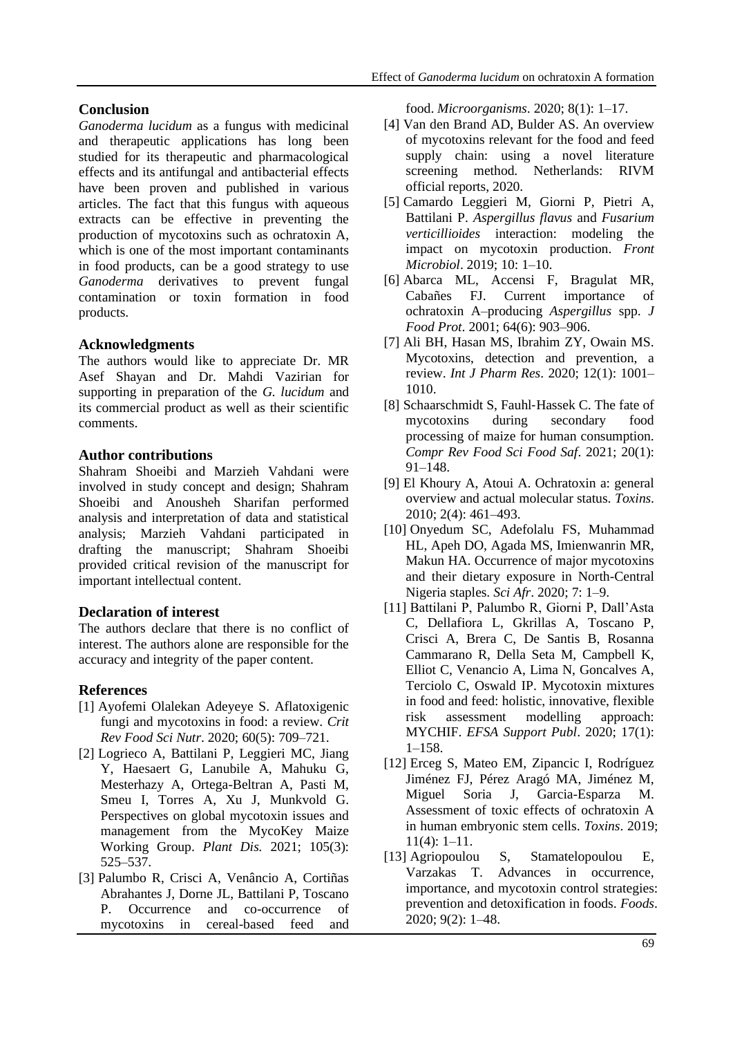## Conclusion

*Ganoderma lucidum* as a fungus with medicinal and therapeutic applications has long been studied for its therapeutic and pharmacological effects and its antifungal and antibacterial effects have been proven and published in various articles. The fact that this fungus with aqueous extracts can be effective in preventing the production of mycotoxins such as ochratoxin A, which is one of the most important contaminants in food products, can be a good strategy to use *Ganoderma* derivatives to prevent fungal contamination or toxin formation in food products.

## Acknowledgments

The authors would like to appreciate Dr. MR Asef Shayan and Dr. Mahdi Vazirian for supporting in preparation of the *G. lucidum* and its commercial product as well as their scientific comments.

## Author contributions

Shahram Shoeibi and Marzieh Vahdani were involved in study concept and design; Shahram Shoeibi and Anousheh Sharifan performed analysis and interpretation of data and statistical analysis; Marzieh Vahdani participated in drafting the manuscript; Shahram Shoeibi provided critical revision of the manuscript for important intellectual content.

## Declaration of interest

The authors declare that there is no conflict of interest. The authors alone are responsible for the accuracy and integrity of the paper content.

## References

[1] Ayofemi Olalekan Adeyeye S. Aflatoxigenic fungi and mycotoxins in food: a review. *Crit Rev Food Sci Nutr*. 2020; 60(5): 709–721.

[2] Logrieco A, Battilani P, Leggieri MC, Jiang Y, Haesaert G, Lanubile A, Mahuku G, Mesterhazy A, Ortega-Beltran A, Pasti M, Smeu I, Torres A, Xu J, Munkvold G. Perspectives on global mycotoxin issues and management from the MycoKey Maize Working Group. *Plant Dis.* 2021; 105(3): 525–537.

[3] Palumbo R, Crisci A, Venâncio A, Cortiñas Abrahantes J, Dorne JL, Battilani P, Toscano P. Occurrence and co-occurrence of mycotoxins in cereal-based feed and food. *Microorganisms*. 2020; 8(1): 1–17.

[4] Van den Brand AD, Bulder AS. An overview of mycotoxins relevant for the food and feed supply chain: using a novel literature screening method. Netherlands: RIVM official reports, 2020.

[5] Camardo Leggieri M, Giorni P, Pietri A, Battilani P. *Aspergillus flavus* and *Fusarium verticillioides* interaction: modeling the impact on mycotoxin production. *Front Microbiol*. 2019; 10: 1–10.

[6] Abarca ML, Accensi F, Bragulat MR, Cabañes FJ. Current importance of ochratoxin A–producing *Aspergillus* spp. *J Food Prot*. 2001; 64(6): 903–906.

[7] Ali BH, Hasan MS, Ibrahim ZY, Owain MS. Mycotoxins, detection and prevention, a review. *Int J Pharm Res*. 2020; 12(1): 1001–1010.

[8] Schaarschmidt S, Fauhl-Hassek C. The fate of mycotoxins during secondary food processing of maize for human consumption. *Compr Rev Food Sci Food Saf*. 2021; 20(1): 91–148.

[9] El Khoury A, Atoui A. Ochratoxin a: general overview and actual molecular status. *Toxins*. 2010; 2(4): 461–493.

[10] Onyedum SC, Adefolalu FS, Muhammad HL, Apeh DO, Agada MS, Imienwanrin MR, Makun HA. Occurrence of major mycotoxins and their dietary exposure in North-Central Nigeria staples. *Sci Afr*. 2020; 7: 1–9.

[11] Battilani P, Palumbo R, Giorni P, Dall'Asta C, Dellafiora L, Gkrillas A, Toscano P, Crisci A, Brera C, De Santis B, Rosanna Cammarano R, Della Seta M, Campbell K, Elliot C, Venancio A, Lima N, Goncalves A, Terciolo C, Oswald IP. Mycotoxin mixtures in food and feed: holistic, innovative, flexible risk assessment modelling approach: MYCHIF. *EFSA Support Publ*. 2020; 17(1): 1–158.

[12] Erceg S, Mateo EM, Zipancic I, Rodríguez Jiménez FJ, Pérez Aragó MA, Jiménez M, Miguel Soria J, Garcia-Esparza M. Assessment of toxic effects of ochratoxin A in human embryonic stem cells. *Toxins*. 2019; 11(4): 1–11.

[13] Agriopoulou S, Stamatelopoulou E, Varzakas T. Advances in occurrence, importance, and mycotoxin control strategies: prevention and detoxification in foods. *Foods*. 2020; 9(2): 1–48.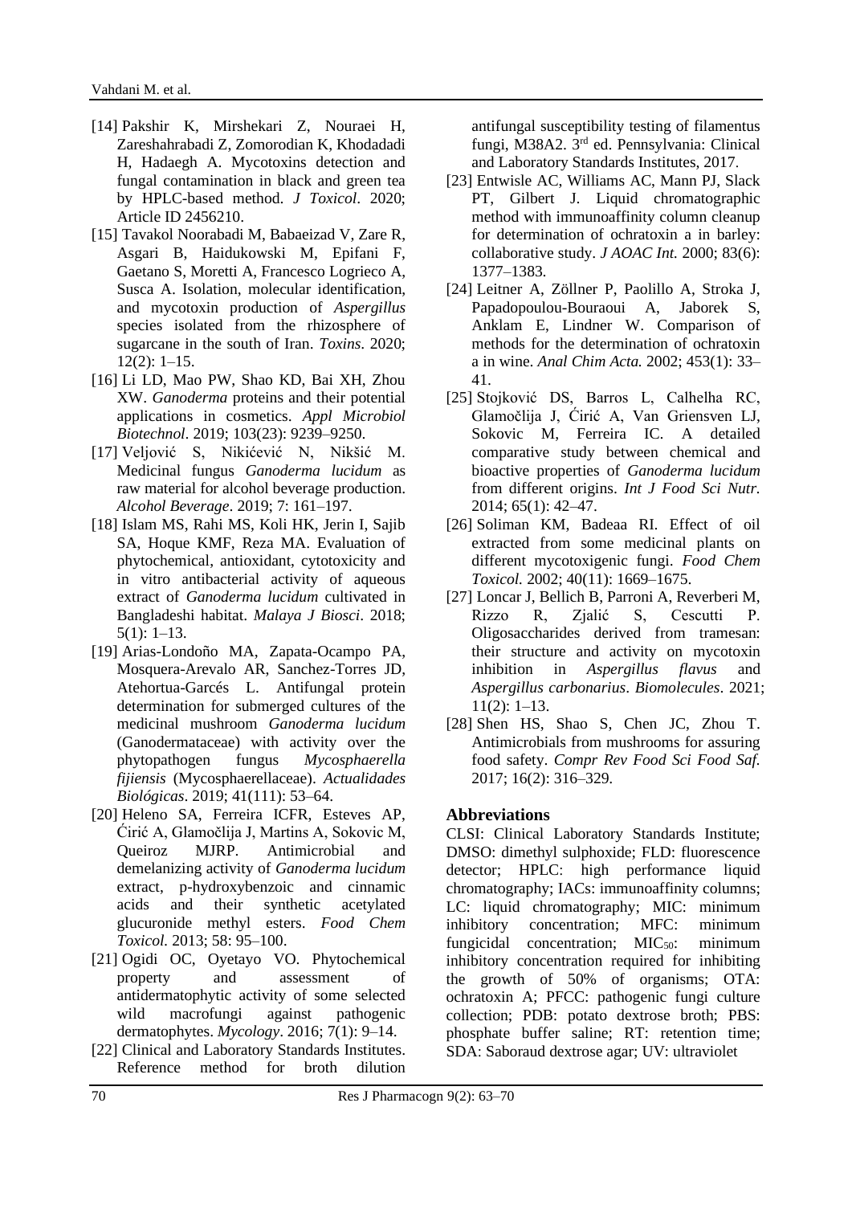[14] Pakshir K, Mirshekari Z, Nouraei H, Zareshahrabadi Z, Zomorodian K, Khodadadi H, Hadaegh A. Mycotoxins detection and fungal contamination in black and green tea by HPLC-based method. *J Toxicol*. 2020; Article ID 2456210.

[15] Tavakol Noorabadi M, Babaeizad V, Zare R, Asgari B, Haidukowski M, Epifani F, Gaetano S, Moretti A, Francesco Logrieco A, Susca A. Isolation, molecular identification, and mycotoxin production of *Aspergillus* species isolated from the rhizosphere of sugarcane in the south of Iran. *Toxins*. 2020; 12(2): 1–15.

[16] Li LD, Mao PW, Shao KD, Bai XH, Zhou XW. *Ganoderma* proteins and their potential applications in cosmetics. *Appl Microbiol Biotechnol*. 2019; 103(23): 9239–9250.

[17] Veljović S, Nikićević N, Nikšić M. Medicinal fungus *Ganoderma lucidum* as raw material for alcohol beverage production. *Alcohol Beverage*. 2019; 7: 161–197.

[18] Islam MS, Rahi MS, Koli HK, Jerin I, Sajib SA, Hoque KMF, Reza MA. Evaluation of phytochemical, antioxidant, cytotoxicity and in vitro antibacterial activity of aqueous extract of *Ganoderma lucidum* cultivated in Bangladeshi habitat. *Malaya J Biosci*. 2018; 5(1): 1–13.

[19] Arias-Londoño MA, Zapata-Ocampo PA, Mosquera-Arevalo AR, Sanchez-Torres JD, Atehortua-Garcés L. Antifungal protein determination for submerged cultures of the medicinal mushroom *Ganoderma lucidum* (Ganodermataceae) with activity over the phytopathogen fungus *Mycosphaerella fijiensis* (Mycosphaerellaceae). *Actualidades Biológicas*. 2019; 41(111): 53–64.

[20] Heleno SA, Ferreira ICFR, Esteves AP, Ćirić A, Glamočlija J, Martins A, Sokovic M, Queiroz MJRP. Antimicrobial and demelanizing activity of *Ganoderma lucidum* extract, p-hydroxybenzoic and cinnamic acids and their synthetic acetylated glucuronide methyl esters. *Food Chem Toxicol.* 2013; 58: 95–100.

[21] Ogidi OC, Oyetayo VO. Phytochemical property and assessment of antidermatophytic activity of some selected wild macrofungi against pathogenic dermatophytes. *Mycology*. 2016; 7(1): 9–14.

[22] Clinical and Laboratory Standards Institutes. Reference method for broth dilution antifungal susceptibility testing of filamentus fungi, M38A2. 3rd ed. Pennsylvania: Clinical and Laboratory Standards Institutes, 2017.

[23] Entwisle AC, Williams AC, Mann PJ, Slack PT, Gilbert J. Liquid chromatographic method with immunoaffinity column cleanup for determination of ochratoxin a in barley: collaborative study. *J AOAC Int.* 2000; 83(6): 1377–1383.

[24] Leitner A, Zöllner P, Paolillo A, Stroka J, Papadopoulou-Bouraoui A, Jaborek S, Anklam E, Lindner W. Comparison of methods for the determination of ochratoxin a in wine. *Anal Chim Acta.* 2002; 453(1): 33–41.

[25] Stojković DS, Barros L, Calhelha RC, Glamočlija J, Ćirić A, Van Griensven LJ, Sokovic M, Ferreira IC. A detailed comparative study between chemical and bioactive properties of *Ganoderma lucidum* from different origins. *Int J Food Sci Nutr.* 2014; 65(1): 42–47.

[26] Soliman KM, Badeaa RI. Effect of oil extracted from some medicinal plants on different mycotoxigenic fungi. *Food Chem Toxicol.* 2002; 40(11): 1669–1675.

[27] Loncar J, Bellich B, Parroni A, Reverberi M, Rizzo R, Zjalić S, Cescutti P. Oligosaccharides derived from tramesan: their structure and activity on mycotoxin inhibition in *Aspergillus flavus* and *Aspergillus carbonarius*. *Biomolecules*. 2021; 11(2): 1–13.

[28] Shen HS, Shao S, Chen JC, Zhou T. Antimicrobials from mushrooms for assuring food safety. *Compr Rev Food Sci Food Saf.* 2017; 16(2): 316–329.

## Abbreviations

CLSI: Clinical Laboratory Standards Institute; DMSO: dimethyl sulphoxide; FLD: fluorescence detector; HPLC: high performance liquid chromatography; IACs: immunoaffinity columns; LC: liquid chromatography; MIC: minimum inhibitory concentration; MFC: minimum fungicidal concentration; $MIC_{50}$: minimum inhibitory concentration required for inhibiting the growth of 50% of organisms; OTA: ochratoxin A; PFCC: pathogenic fungi culture collection; PDB: potato dextrose broth; PBS: phosphate buffer saline; RT: retention time; SDA: Saboraud dextrose agar; UV: ultraviolet